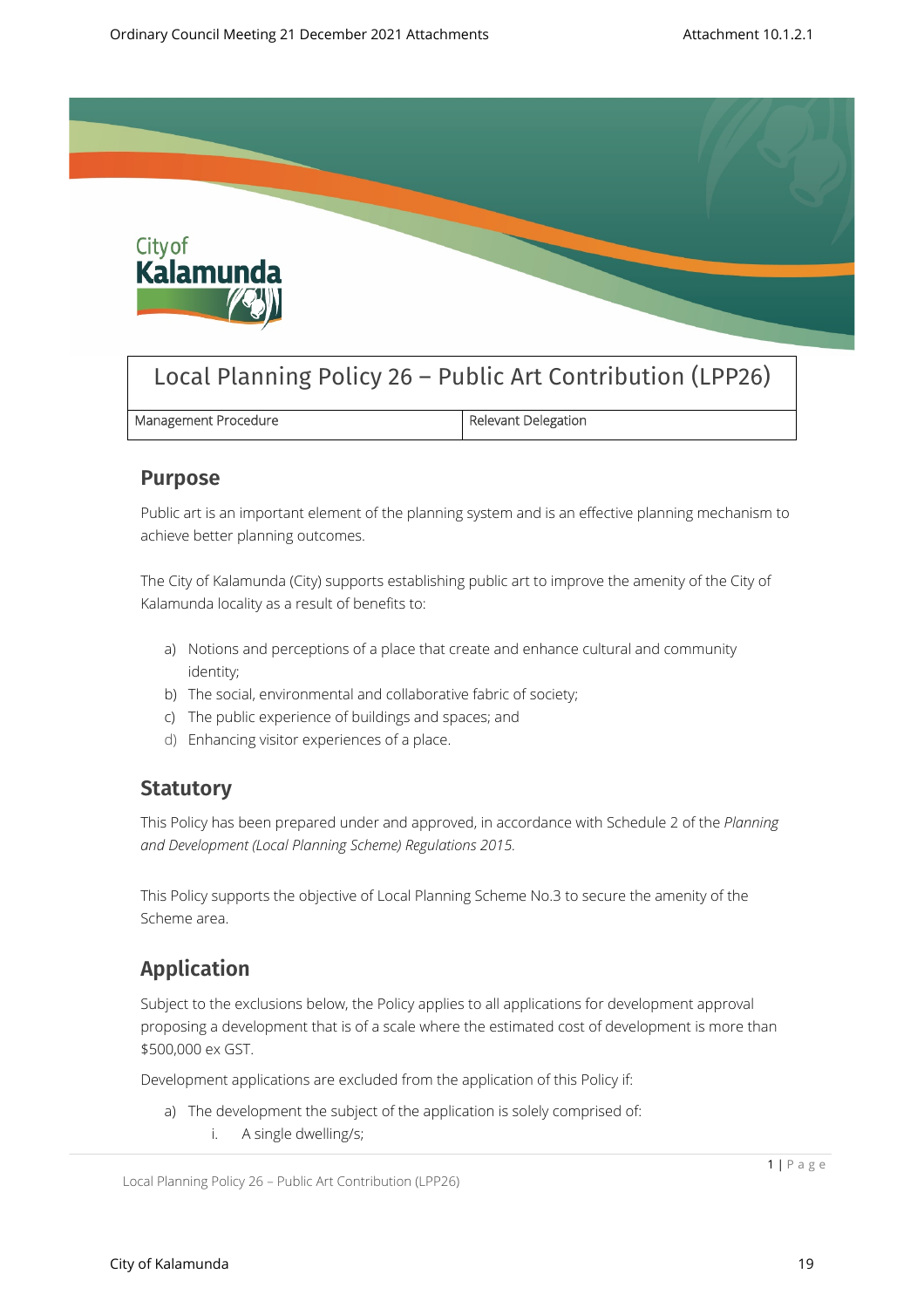# Local Planning Policy 26 – Public Art Contribution (LPP26)

| Management Procedure | Relevant Delegation |
| --- | --- |

## Purpose

Public art is an important element of the planning system and is an effective planning mechanism to achieve better planning outcomes.

The City of Kalamunda (City) supports establishing public art to improve the amenity of the City of Kalamunda locality as a result of benefits to:

a) Notions and perceptions of a place that create and enhance cultural and community identity;
b) The social, environmental and collaborative fabric of society;
c) The public experience of buildings and spaces; and
d) Enhancing visitor experiences of a place.

## Statutory

This Policy has been prepared under and approved, in accordance with Schedule 2 of the *Planning and Development (Local Planning Scheme) Regulations 2015.*

This Policy supports the objective of Local Planning Scheme No.3 to secure the amenity of the Scheme area.

## Application

Subject to the exclusions below, the Policy applies to all applications for development approval proposing a development that is of a scale where the estimated cost of development is more than $500,000 ex GST.

Development applications are excluded from the application of this Policy if:

a) The development the subject of the application is solely comprised of:
   i. A single dwelling/s;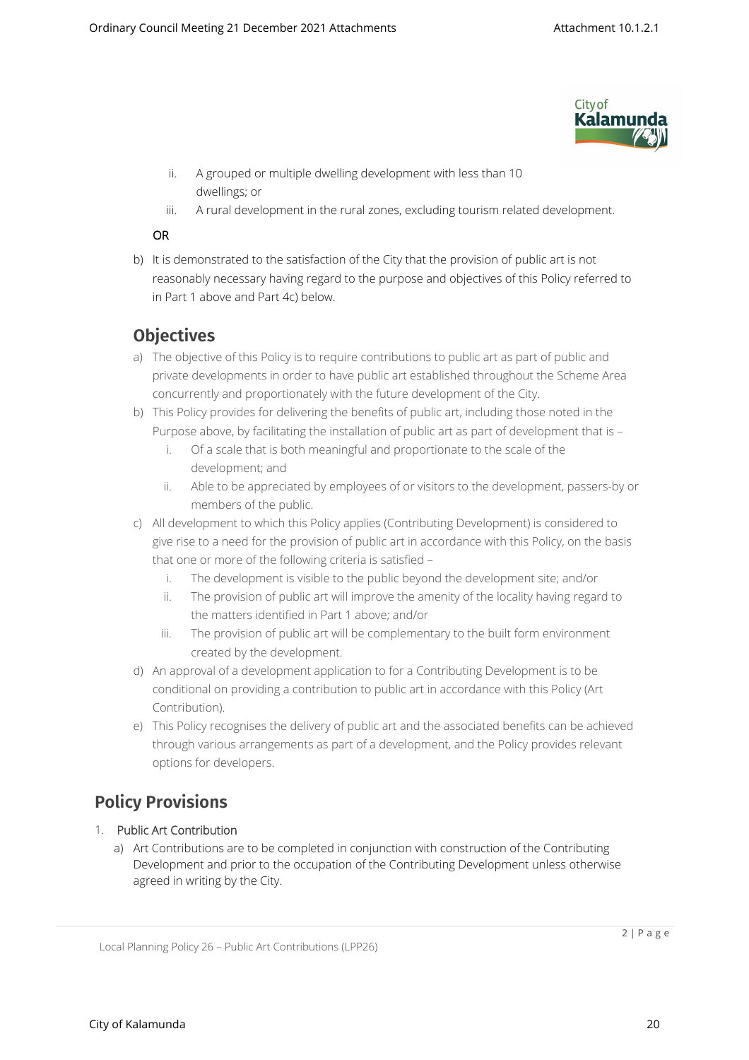ii. A grouped or multiple dwelling development with less than 10 dwellings; or

iii. A rural development in the rural zones, excluding tourism related development.

**OR**

b) It is demonstrated to the satisfaction of the City that the provision of public art is not reasonably necessary having regard to the purpose and objectives of this Policy referred to in Part 1 above and Part 4c) below.

## Objectives

a) The objective of this Policy is to require contributions to public art as part of public and private developments in order to have public art established throughout the Scheme Area concurrently and proportionately with the future development of the City.

b) This Policy provides for delivering the benefits of public art, including those noted in the Purpose above, by facilitating the installation of public art as part of development that is –

   i. Of a scale that is both meaningful and proportionate to the scale of the development; and

   ii. Able to be appreciated by employees of or visitors to the development, passers-by or members of the public.

c) All development to which this Policy applies (Contributing Development) is considered to give rise to a need for the provision of public art in accordance with this Policy, on the basis that one or more of the following criteria is satisfied –

   i. The development is visible to the public beyond the development site; and/or

   ii. The provision of public art will improve the amenity of the locality having regard to the matters identified in Part 1 above; and/or

   iii. The provision of public art will be complementary to the built form environment created by the development.

d) An approval of a development application to for a Contributing Development is to be conditional on providing a contribution to public art in accordance with this Policy (Art Contribution).

e) This Policy recognises the delivery of public art and the associated benefits can be achieved through various arrangements as part of a development, and the Policy provides relevant options for developers.

## Policy Provisions

1. **Public Art Contribution**

   a) Art Contributions are to be completed in conjunction with construction of the Contributing Development and prior to the occupation of the Contributing Development unless otherwise agreed in writing by the City.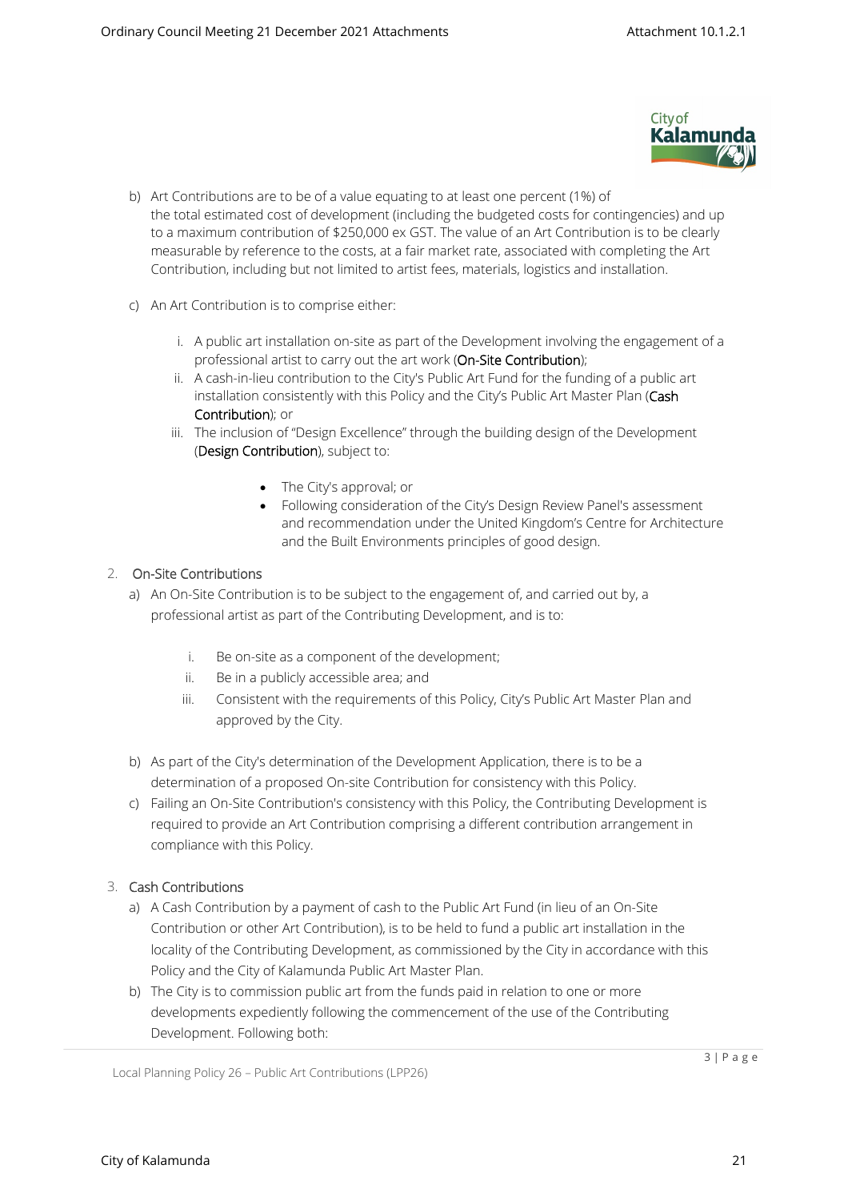b) Art Contributions are to be of a value equating to at least one percent (1%) of the total estimated cost of development (including the budgeted costs for contingencies) and up to a maximum contribution of $250,000 ex GST. The value of an Art Contribution is to be clearly measurable by reference to the costs, at a fair market rate, associated with completing the Art Contribution, including but not limited to artist fees, materials, logistics and installation.

c) An Art Contribution is to comprise either:

   i. A public art installation on-site as part of the Development involving the engagement of a professional artist to carry out the art work (**On-Site Contribution**);
   ii. A cash-in-lieu contribution to the City's Public Art Fund for the funding of a public art installation consistently with this Policy and the City's Public Art Master Plan (**Cash Contribution**); or
   iii. The inclusion of "Design Excellence" through the building design of the Development (**Design Contribution**), subject to:

      - The City's approval; or
      - Following consideration of the City's Design Review Panel's assessment and recommendation under the United Kingdom's Centre for Architecture and the Built Environments principles of good design.

2. **On-Site Contributions**

   a) An On-Site Contribution is to be subject to the engagement of, and carried out by, a professional artist as part of the Contributing Development, and is to:

      i. Be on-site as a component of the development;
      ii. Be in a publicly accessible area; and
      iii. Consistent with the requirements of this Policy, City's Public Art Master Plan and approved by the City.

   b) As part of the City's determination of the Development Application, there is to be a determination of a proposed On-site Contribution for consistency with this Policy.

   c) Failing an On-Site Contribution's consistency with this Policy, the Contributing Development is required to provide an Art Contribution comprising a different contribution arrangement in compliance with this Policy.

3. **Cash Contributions**

   a) A Cash Contribution by a payment of cash to the Public Art Fund (in lieu of an On-Site Contribution or other Art Contribution), is to be held to fund a public art installation in the locality of the Contributing Development, as commissioned by the City in accordance with this Policy and the City of Kalamunda Public Art Master Plan.

   b) The City is to commission public art from the funds paid in relation to one or more developments expediently following the commencement of the use of the Contributing Development. Following both: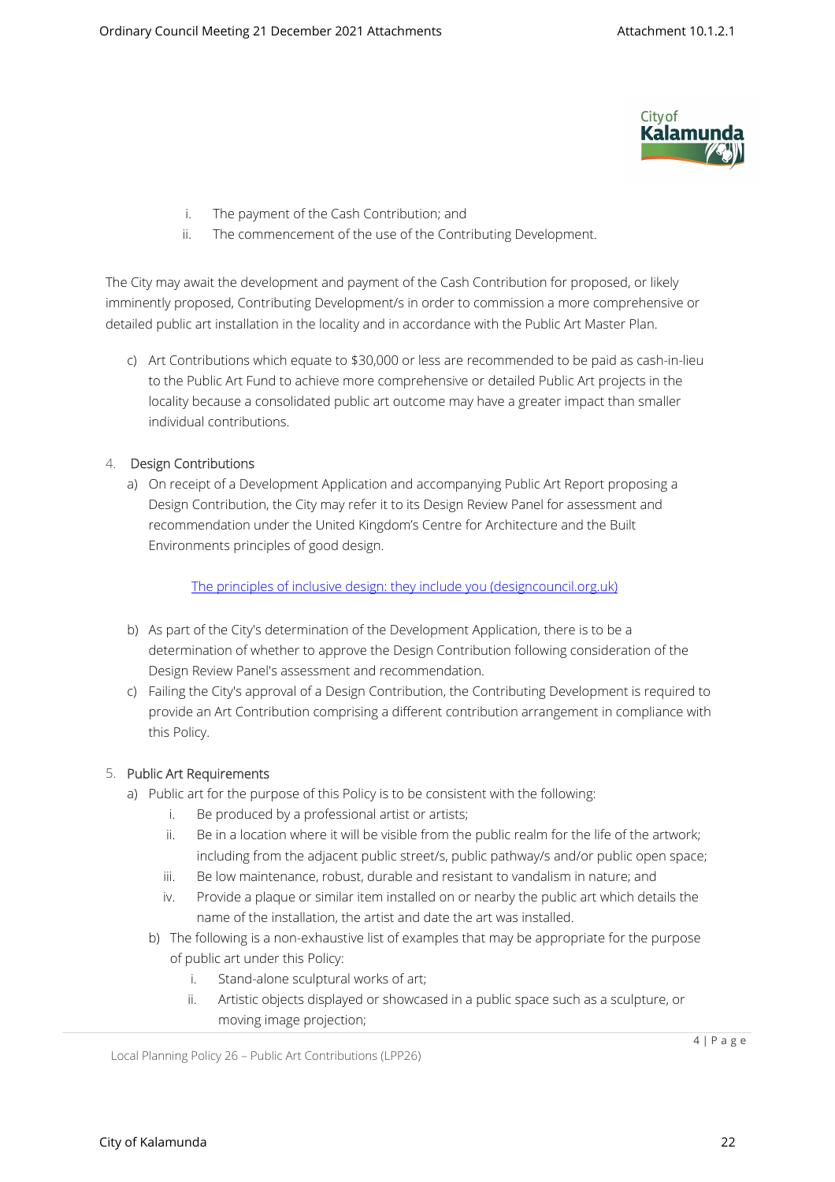i. The payment of the Cash Contribution; and
ii. The commencement of the use of the Contributing Development.

The City may await the development and payment of the Cash Contribution for proposed, or likely imminently proposed, Contributing Development/s in order to commission a more comprehensive or detailed public art installation in the locality and in accordance with the Public Art Master Plan.

c) Art Contributions which equate to $30,000 or less are recommended to be paid as cash-in-lieu to the Public Art Fund to achieve more comprehensive or detailed Public Art projects in the locality because a consolidated public art outcome may have a greater impact than smaller individual contributions.

4. Design Contributions

a) On receipt of a Development Application and accompanying Public Art Report proposing a Design Contribution, the City may refer it to its Design Review Panel for assessment and recommendation under the United Kingdom's Centre for Architecture and the Built Environments principles of good design.

[The principles of inclusive design: they include you (designcouncil.org.uk)]

b) As part of the City's determination of the Development Application, there is to be a determination of whether to approve the Design Contribution following consideration of the Design Review Panel's assessment and recommendation.

c) Failing the City's approval of a Design Contribution, the Contributing Development is required to provide an Art Contribution comprising a different contribution arrangement in compliance with this Policy.

5. Public Art Requirements

a) Public art for the purpose of this Policy is to be consistent with the following:
   i. Be produced by a professional artist or artists;
   ii. Be in a location where it will be visible from the public realm for the life of the artwork; including from the adjacent public street/s, public pathway/s and/or public open space;
   iii. Be low maintenance, robust, durable and resistant to vandalism in nature; and
   iv. Provide a plaque or similar item installed on or nearby the public art which details the name of the installation, the artist and date the art was installed.

b) The following is a non-exhaustive list of examples that may be appropriate for the purpose of public art under this Policy:
   i. Stand-alone sculptural works of art;
   ii. Artistic objects displayed or showcased in a public space such as a sculpture, or moving image projection;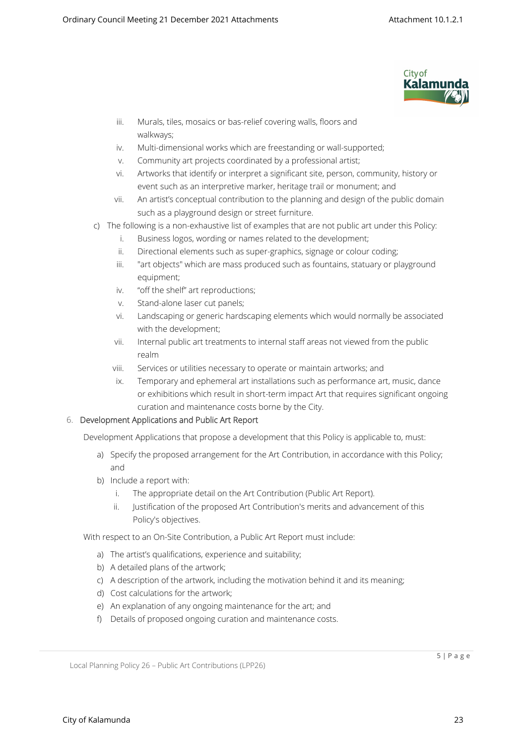iii. Murals, tiles, mosaics or bas-relief covering walls, floors and walkways;
iv. Multi-dimensional works which are freestanding or wall-supported;
v. Community art projects coordinated by a professional artist;
vi. Artworks that identify or interpret a significant site, person, community, history or event such as an interpretive marker, heritage trail or monument; and
vii. An artist's conceptual contribution to the planning and design of the public domain such as a playground design or street furniture.

c) The following is a non-exhaustive list of examples that are not public art under this Policy:
   i. Business logos, wording or names related to the development;
   ii. Directional elements such as super-graphics, signage or colour coding;
   iii. "art objects" which are mass produced such as fountains, statuary or playground equipment;
   iv. "off the shelf" art reproductions;
   v. Stand-alone laser cut panels;
   vi. Landscaping or generic hardscaping elements which would normally be associated with the development;
   vii. Internal public art treatments to internal staff areas not viewed from the public realm
   viii. Services or utilities necessary to operate or maintain artworks; and
   ix. Temporary and ephemeral art installations such as performance art, music, dance or exhibitions which result in short-term impact Art that requires significant ongoing curation and maintenance costs borne by the City.

6. Development Applications and Public Art Report

Development Applications that propose a development that this Policy is applicable to, must:

a) Specify the proposed arrangement for the Art Contribution, in accordance with this Policy; and
b) Include a report with:
   i. The appropriate detail on the Art Contribution (Public Art Report).
   ii. Justification of the proposed Art Contribution's merits and advancement of this Policy's objectives.

With respect to an On-Site Contribution, a Public Art Report must include:

a) The artist's qualifications, experience and suitability;
b) A detailed plans of the artwork;
c) A description of the artwork, including the motivation behind it and its meaning;
d) Cost calculations for the artwork;
e) An explanation of any ongoing maintenance for the art; and
f) Details of proposed ongoing curation and maintenance costs.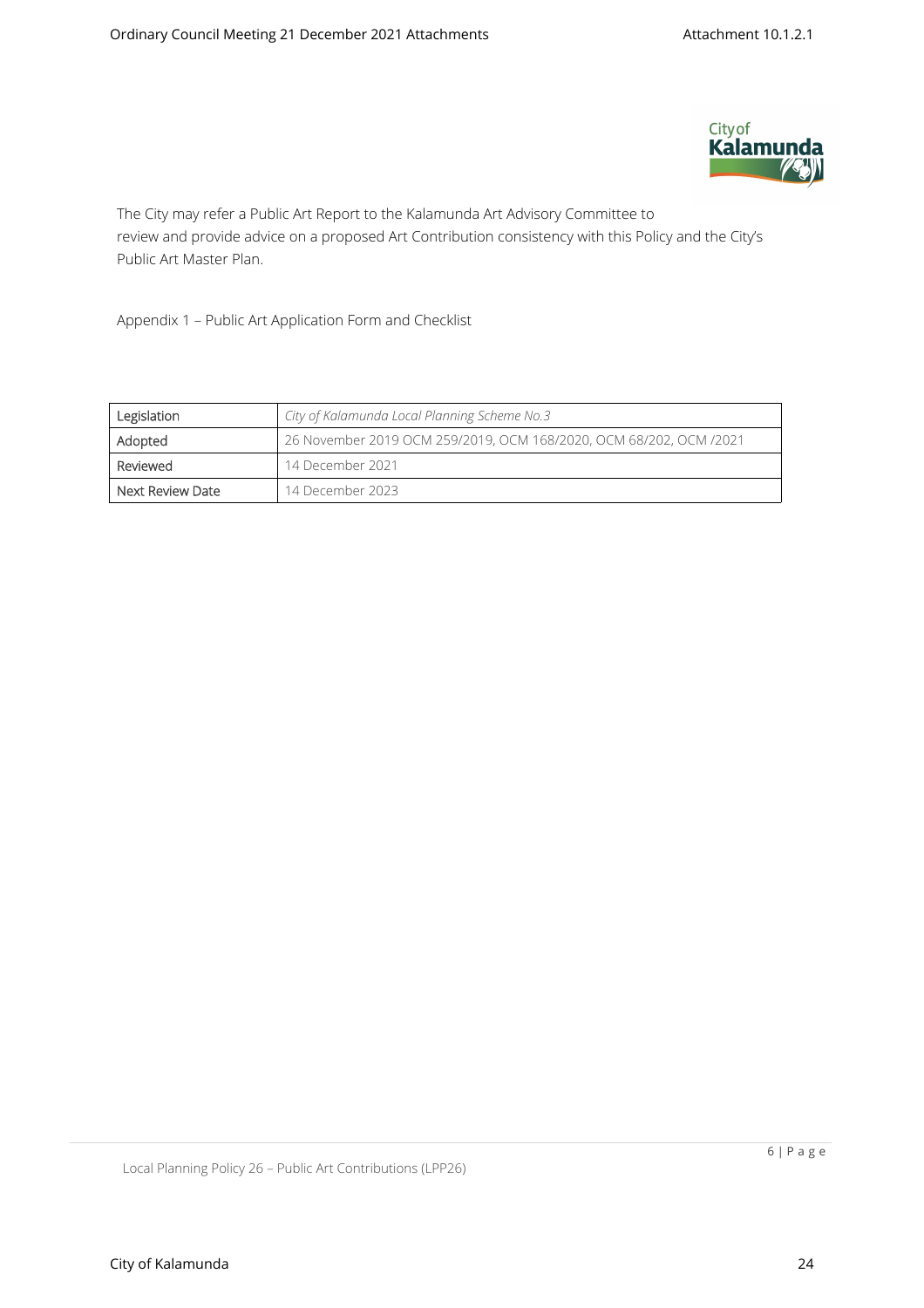The City may refer a Public Art Report to the Kalamunda Art Advisory Committee to review and provide advice on a proposed Art Contribution consistency with this Policy and the City's Public Art Master Plan.

Appendix 1 – Public Art Application Form and Checklist

| | |
|---|---|
| Legislation | *City of Kalamunda Local Planning Scheme No.3* |
| Adopted | 26 November 2019 OCM 259/2019, OCM 168/2020, OCM 68/202, OCM /2021 |
| Reviewed | 14 December 2021 |
| Next Review Date | 14 December 2023 |